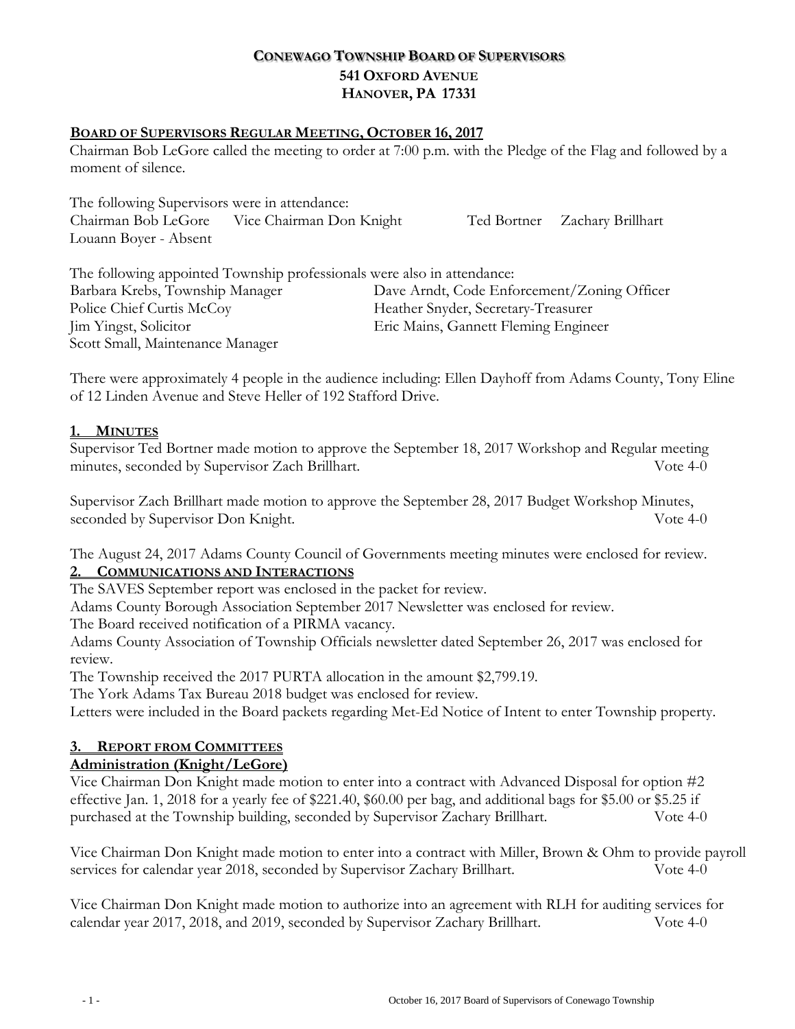# CONEWAGO TOWNSHIP BOARD OF SUPERVISORS
## 541 OXFORD AVENUE
## HANOVER, PA 17331

**BOARD OF SUPERVISORS REGULAR MEETING, OCTOBER 16, 2017**

Chairman Bob LeGore called the meeting to order at 7:00 p.m. with the Pledge of the Flag and followed by a moment of silence.

The following Supervisors were in attendance:
Chairman Bob LeGore    Vice Chairman Don Knight    Ted Bortner    Zachary Brillhart
Louann Boyer - Absent

The following appointed Township professionals were also in attendance:
Barbara Krebs, Township Manager    Dave Arndt, Code Enforcement/Zoning Officer
Police Chief Curtis McCoy    Heather Snyder, Secretary-Treasurer
Jim Yingst, Solicitor    Eric Mains, Gannett Fleming Engineer
Scott Small, Maintenance Manager

There were approximately 4 people in the audience including: Ellen Dayhoff from Adams County, Tony Eline of 12 Linden Avenue and Steve Heller of 192 Stafford Drive.

**1. MINUTES**

Supervisor Ted Bortner made motion to approve the September 18, 2017 Workshop and Regular meeting minutes, seconded by Supervisor Zach Brillhart. Vote 4-0

Supervisor Zach Brillhart made motion to approve the September 28, 2017 Budget Workshop Minutes, seconded by Supervisor Don Knight. Vote 4-0

The August 24, 2017 Adams County Council of Governments meeting minutes were enclosed for review.

**2. COMMUNICATIONS AND INTERACTIONS**

The SAVES September report was enclosed in the packet for review.
Adams County Borough Association September 2017 Newsletter was enclosed for review.
The Board received notification of a PIRMA vacancy.
Adams County Association of Township Officials newsletter dated September 26, 2017 was enclosed for review.
The Township received the 2017 PURTA allocation in the amount $2,799.19.
The York Adams Tax Bureau 2018 budget was enclosed for review.
Letters were included in the Board packets regarding Met-Ed Notice of Intent to enter Township property.

**3. REPORT FROM COMMITTEES**

**Administration (Knight/LeGore)**

Vice Chairman Don Knight made motion to enter into a contract with Advanced Disposal for option #2 effective Jan. 1, 2018 for a yearly fee of $221.40, $60.00 per bag, and additional bags for $5.00 or $5.25 if purchased at the Township building, seconded by Supervisor Zachary Brillhart. Vote 4-0

Vice Chairman Don Knight made motion to enter into a contract with Miller, Brown & Ohm to provide payroll services for calendar year 2018, seconded by Supervisor Zachary Brillhart. Vote 4-0

Vice Chairman Don Knight made motion to authorize into an agreement with RLH for auditing services for calendar year 2017, 2018, and 2019, seconded by Supervisor Zachary Brillhart. Vote 4-0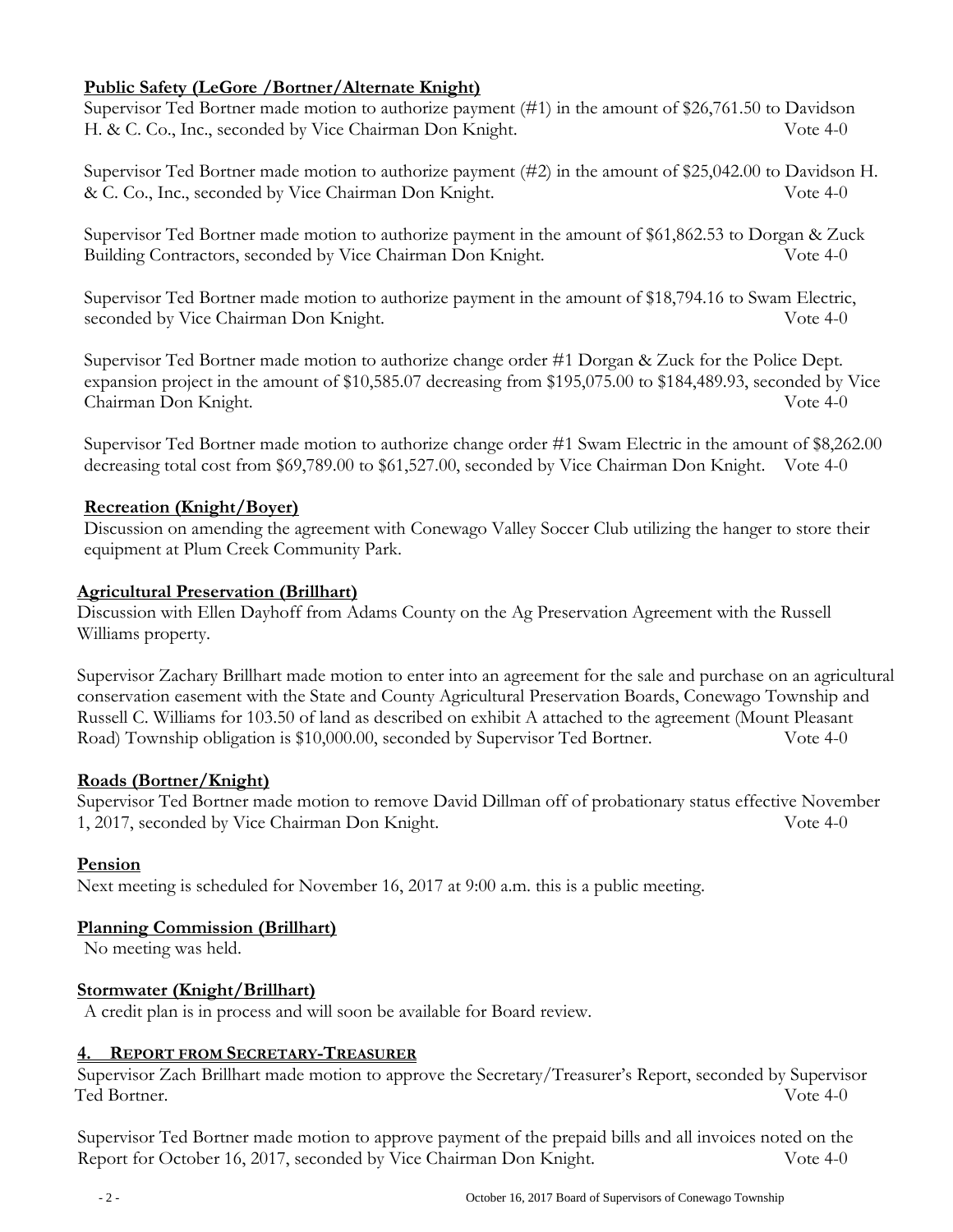**Public Safety (LeGore /Bortner/Alternate Knight)**

Supervisor Ted Bortner made motion to authorize payment (#1) in the amount of $26,761.50 to Davidson H. & C. Co., Inc., seconded by Vice Chairman Don Knight. Vote 4-0

Supervisor Ted Bortner made motion to authorize payment (#2) in the amount of $25,042.00 to Davidson H. & C. Co., Inc., seconded by Vice Chairman Don Knight. Vote 4-0

Supervisor Ted Bortner made motion to authorize payment in the amount of $61,862.53 to Dorgan & Zuck Building Contractors, seconded by Vice Chairman Don Knight. Vote 4-0

Supervisor Ted Bortner made motion to authorize payment in the amount of $18,794.16 to Swam Electric, seconded by Vice Chairman Don Knight. Vote 4-0

Supervisor Ted Bortner made motion to authorize change order #1 Dorgan & Zuck for the Police Dept. expansion project in the amount of $10,585.07 decreasing from $195,075.00 to $184,489.93, seconded by Vice Chairman Don Knight. Vote 4-0

Supervisor Ted Bortner made motion to authorize change order #1 Swam Electric in the amount of $8,262.00 decreasing total cost from $69,789.00 to $61,527.00, seconded by Vice Chairman Don Knight. Vote 4-0

**Recreation (Knight/Boyer)**

Discussion on amending the agreement with Conewago Valley Soccer Club utilizing the hanger to store their equipment at Plum Creek Community Park.

**Agricultural Preservation (Brillhart)**

Discussion with Ellen Dayhoff from Adams County on the Ag Preservation Agreement with the Russell Williams property.

Supervisor Zachary Brillhart made motion to enter into an agreement for the sale and purchase on an agricultural conservation easement with the State and County Agricultural Preservation Boards, Conewago Township and Russell C. Williams for 103.50 of land as described on exhibit A attached to the agreement (Mount Pleasant Road) Township obligation is $10,000.00, seconded by Supervisor Ted Bortner. Vote 4-0

**Roads (Bortner/Knight)**

Supervisor Ted Bortner made motion to remove David Dillman off of probationary status effective November 1, 2017, seconded by Vice Chairman Don Knight. Vote 4-0

**Pension**

Next meeting is scheduled for November 16, 2017 at 9:00 a.m. this is a public meeting.

**Planning Commission (Brillhart)**

No meeting was held.

**Stormwater (Knight/Brillhart)**

A credit plan is in process and will soon be available for Board review.

## 4. REPORT FROM SECRETARY-TREASURER

Supervisor Zach Brillhart made motion to approve the Secretary/Treasurer's Report, seconded by Supervisor Ted Bortner. Vote 4-0

Supervisor Ted Bortner made motion to approve payment of the prepaid bills and all invoices noted on the Report for October 16, 2017, seconded by Vice Chairman Don Knight. Vote 4-0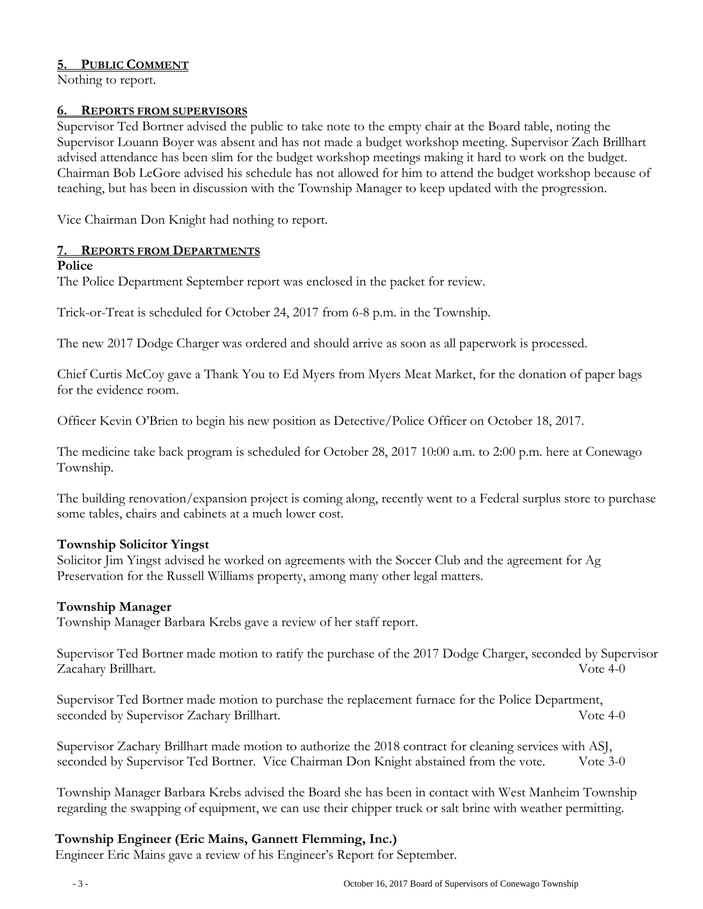## 5. PUBLIC COMMENT

Nothing to report.

## 6. REPORTS FROM SUPERVISORS

Supervisor Ted Bortner advised the public to take note to the empty chair at the Board table, noting the Supervisor Louann Boyer was absent and has not made a budget workshop meeting. Supervisor Zach Brillhart advised attendance has been slim for the budget workshop meetings making it hard to work on the budget. Chairman Bob LeGore advised his schedule has not allowed for him to attend the budget workshop because of teaching, but has been in discussion with the Township Manager to keep updated with the progression.

Vice Chairman Don Knight had nothing to report.

## 7. REPORTS FROM DEPARTMENTS

**Police**

The Police Department September report was enclosed in the packet for review.

Trick-or-Treat is scheduled for October 24, 2017 from 6-8 p.m. in the Township.

The new 2017 Dodge Charger was ordered and should arrive as soon as all paperwork is processed.

Chief Curtis McCoy gave a Thank You to Ed Myers from Myers Meat Market, for the donation of paper bags for the evidence room.

Officer Kevin O'Brien to begin his new position as Detective/Police Officer on October 18, 2017.

The medicine take back program is scheduled for October 28, 2017 10:00 a.m. to 2:00 p.m. here at Conewago Township.

The building renovation/expansion project is coming along, recently went to a Federal surplus store to purchase some tables, chairs and cabinets at a much lower cost.

**Township Solicitor Yingst**

Solicitor Jim Yingst advised he worked on agreements with the Soccer Club and the agreement for Ag Preservation for the Russell Williams property, among many other legal matters.

**Township Manager**

Township Manager Barbara Krebs gave a review of her staff report.

Supervisor Ted Bortner made motion to ratify the purchase of the 2017 Dodge Charger, seconded by Supervisor Zacahary Brillhart. Vote 4-0

Supervisor Ted Bortner made motion to purchase the replacement furnace for the Police Department, seconded by Supervisor Zachary Brillhart. Vote 4-0

Supervisor Zachary Brillhart made motion to authorize the 2018 contract for cleaning services with ASJ, seconded by Supervisor Ted Bortner. Vice Chairman Don Knight abstained from the vote. Vote 3-0

Township Manager Barbara Krebs advised the Board she has been in contact with West Manheim Township regarding the swapping of equipment, we can use their chipper truck or salt brine with weather permitting.

**Township Engineer (Eric Mains, Gannett Flemming, Inc.)**

Engineer Eric Mains gave a review of his Engineer's Report for September.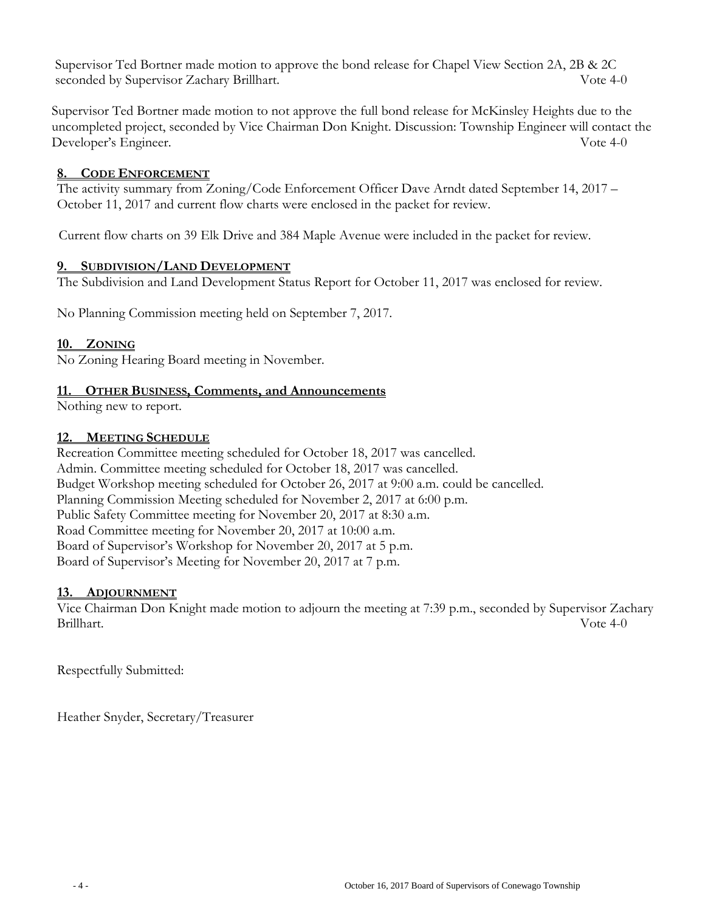Supervisor Ted Bortner made motion to approve the bond release for Chapel View Section 2A, 2B & 2C seconded by Supervisor Zachary Brillhart. Vote 4-0

Supervisor Ted Bortner made motion to not approve the full bond release for McKinsley Heights due to the uncompleted project, seconded by Vice Chairman Don Knight. Discussion: Township Engineer will contact the Developer's Engineer. Vote 4-0

## 8. CODE ENFORCEMENT

The activity summary from Zoning/Code Enforcement Officer Dave Arndt dated September 14, 2017 – October 11, 2017 and current flow charts were enclosed in the packet for review.

Current flow charts on 39 Elk Drive and 384 Maple Avenue were included in the packet for review.

## 9. SUBDIVISION/LAND DEVELOPMENT

The Subdivision and Land Development Status Report for October 11, 2017 was enclosed for review.

No Planning Commission meeting held on September 7, 2017.

## 10. ZONING

No Zoning Hearing Board meeting in November.

## 11. OTHER BUSINESS, Comments, and Announcements

Nothing new to report.

## 12. MEETING SCHEDULE

Recreation Committee meeting scheduled for October 18, 2017 was cancelled.
Admin. Committee meeting scheduled for October 18, 2017 was cancelled.
Budget Workshop meeting scheduled for October 26, 2017 at 9:00 a.m. could be cancelled.
Planning Commission Meeting scheduled for November 2, 2017 at 6:00 p.m.
Public Safety Committee meeting for November 20, 2017 at 8:30 a.m.
Road Committee meeting for November 20, 2017 at 10:00 a.m.
Board of Supervisor's Workshop for November 20, 2017 at 5 p.m.
Board of Supervisor's Meeting for November 20, 2017 at 7 p.m.

## 13. ADJOURNMENT

Vice Chairman Don Knight made motion to adjourn the meeting at 7:39 p.m., seconded by Supervisor Zachary Brillhart. Vote 4-0

Respectfully Submitted:

Heather Snyder, Secretary/Treasurer